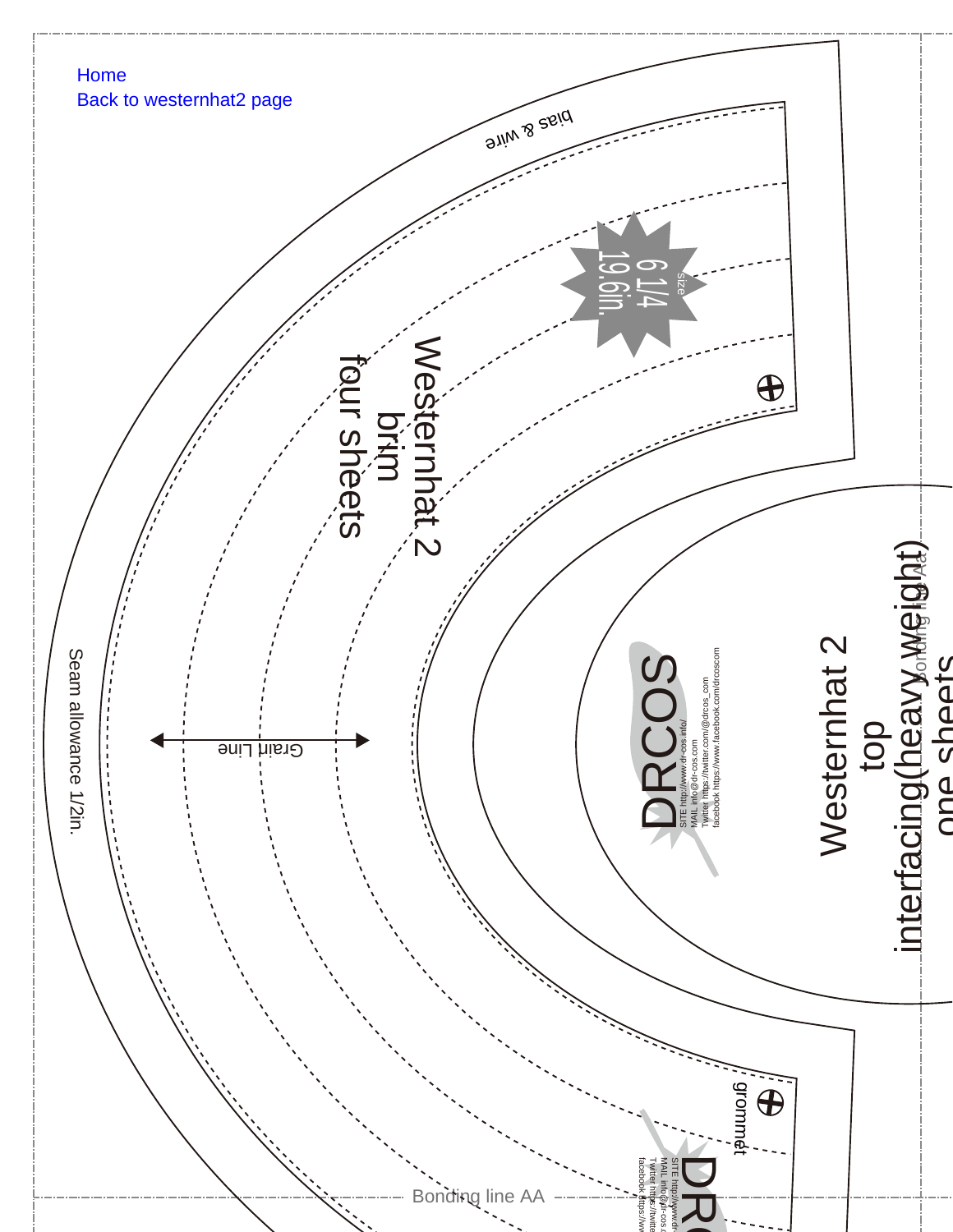Home
Back to westernhat2 page

bias & wire

size
6 1/4
19.6in.

Westernhat 2
brim
four sheets

Grain Line

Seam allowance 1/2in.

DRCOS
SITE http://www.dr-cos.info/
MAIL info@dr-cos.com
Twitter https://twitter.com/@drcos_com
facebook https://www.facebook.com/drcoscom

Westernhat 2
top
interfacing(heavy weight)
one sheets

Bonding line AA

grommet

Bonding line AA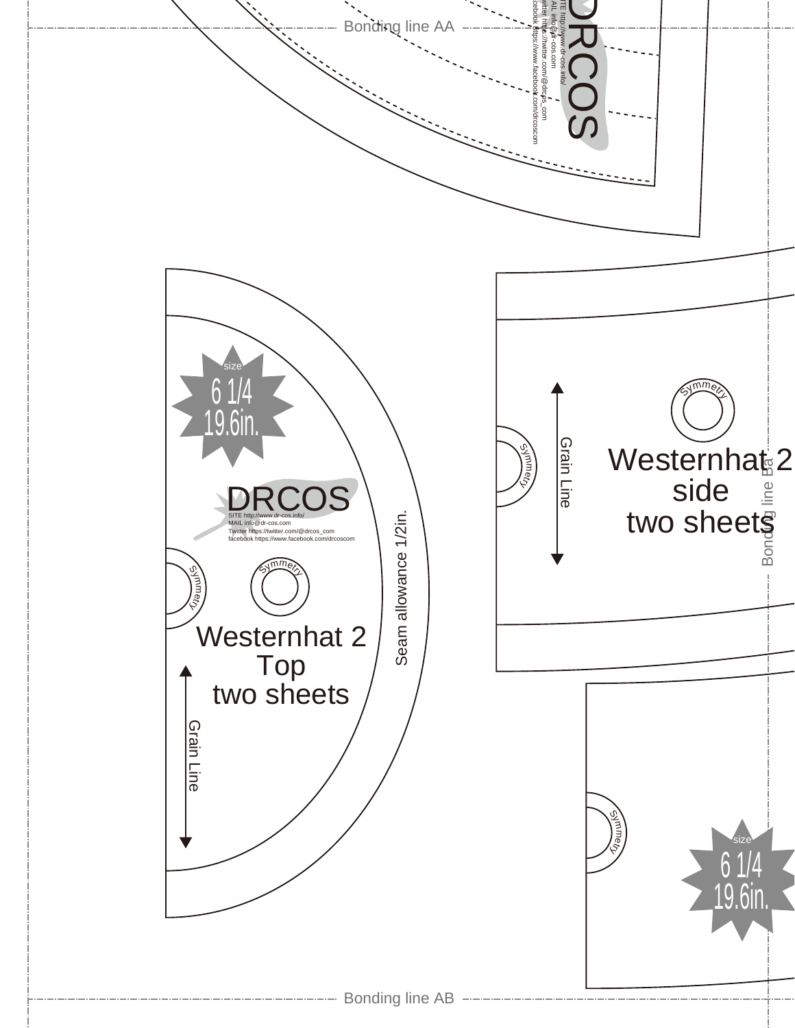Bonding line AA

DRCOS

SITE http://www.dr-cos.info/
MAIL info@dr-cos.com
Twitter https://twitter.com/@drcos_com
facebook https://www.facebook.com/drcoscom

size
6 1/4
19.6in.

DRCOS

SITE http://www.dr-cos.info/
MAIL info@dr-cos.com
Twitter https://twitter.com/@drcos_com
facebook https://www.facebook.com/drcoscom

Symmetry

Symmetry

Westernhat 2
Top
two sheets

Grain Line

Seam allowance 1/2in.

Symmetry

Grain Line

Symmetry

Westernhat 2
side
two sheets

Bonding line Ba

Symmetry

size
6 1/4
19.6in.

Bonding line AB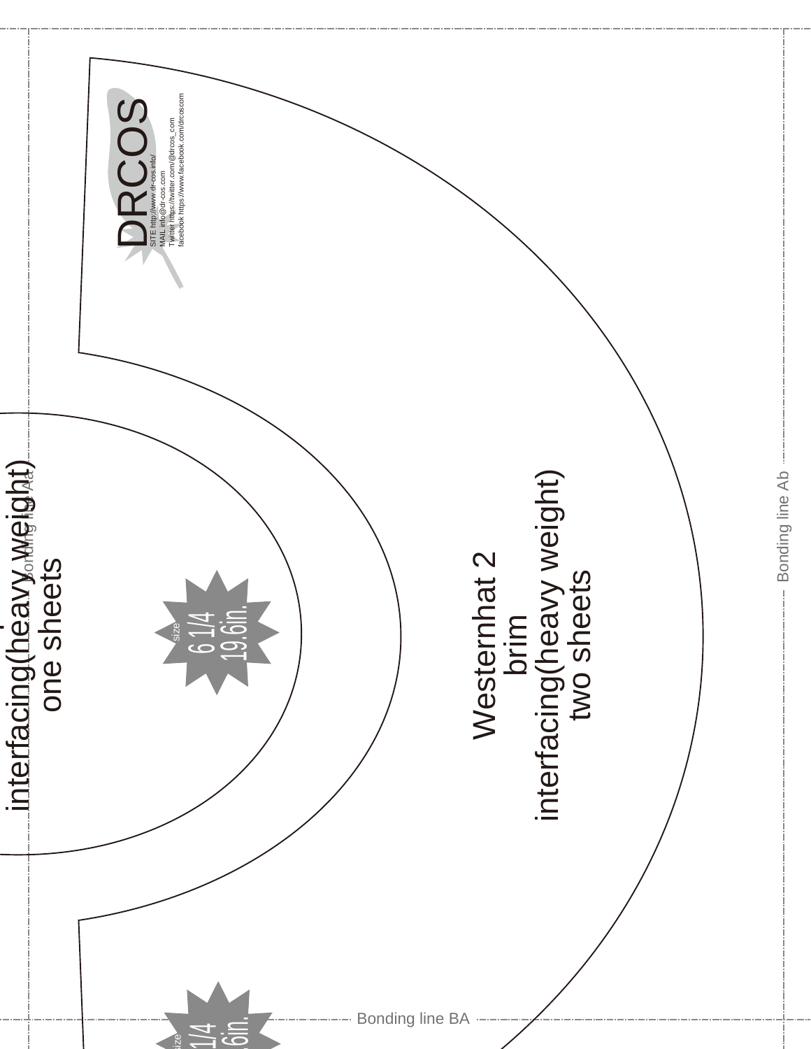DRCOS

SITE http://www.dr-cos.info/
MAIL info@dr-cos.com
Twitter https://twitter.com/@drcos_com
facebook https://www.facebook.com/drcoscom

interfacing(heavy weight)
one sheets

Bonding line Aa

size
6 1/4
19.6in.

Westernhat 2
brim
interfacing(heavy weight)
two sheets

Bonding line Ab

Bonding line BA

size
1/4
.6in.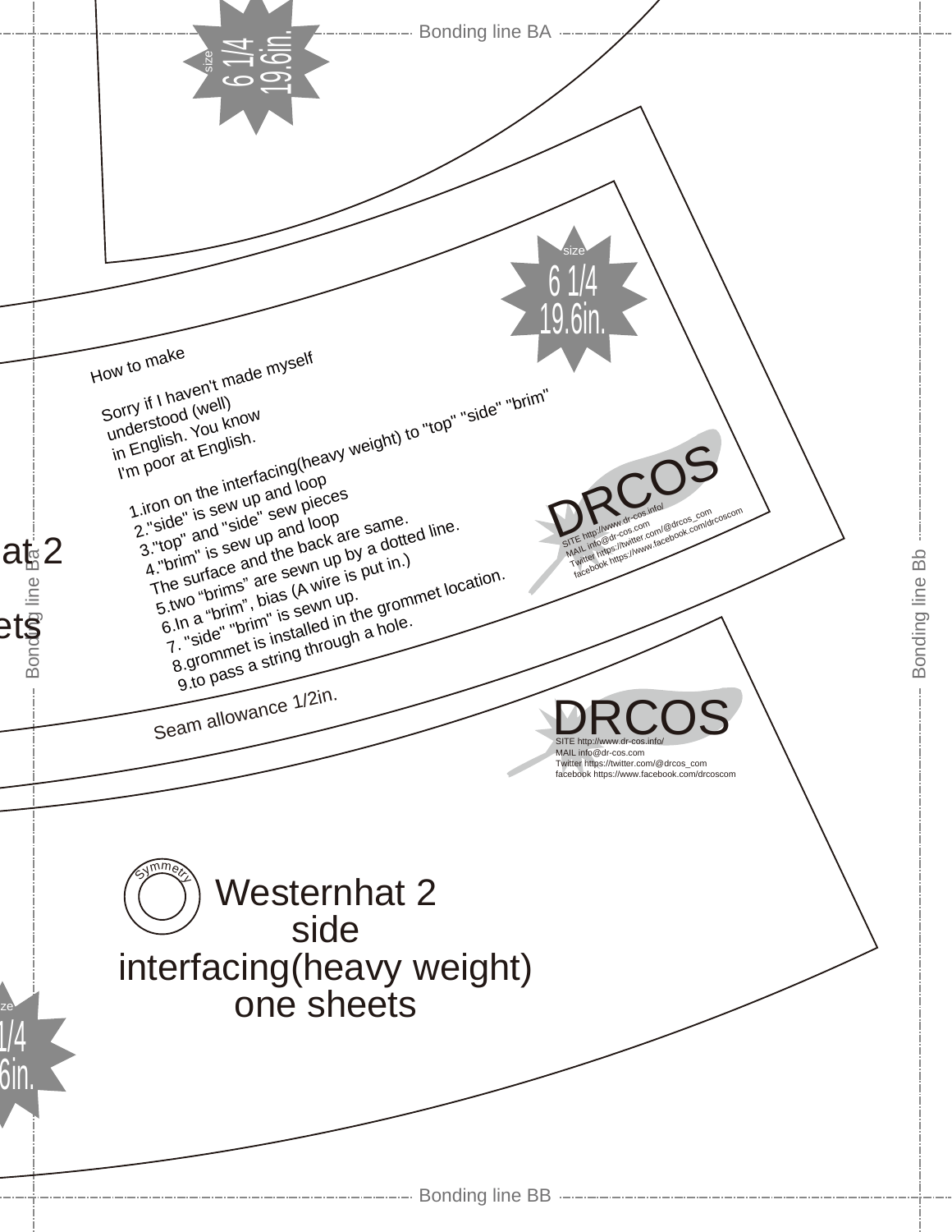Bonding line BA

size 6 1/4 19.6in.

size 6 1/4 19.6in.

How to make

Sorry if I haven't made myself understood (well) in English. You know I'm poor at English.

1.iron on the interfacing(heavy weight) to "top" "side" "brim"
2."side" is sew up and loop
3."top" and "side" sew pieces
4."brim" is sew up and loop
The surface and the back are same.
5.two "brims" are sewn up by a dotted line.
6.In a "brim", bias (A wire is put in.)
7. "side" "brim" is sewn up.
8.grommet is installed in the grommet location.
9.to pass a string through a hole.

DRCOS
SITE http://www.dr-cos.info/
MAIL info@dr-cos.com
Twitter https://twitter.com/@drcos_com
facebook https://www.facebook.com/drcoscom

Seam allowance 1/2in.

at 2

ets

Bonding line Ba

Bonding line Bb

DRCOS
SITE http://www.dr-cos.info/
MAIL info@dr-cos.com
Twitter https://twitter.com/@drcos_com
facebook https://www.facebook.com/drcoscom

Symmetry

Westernhat 2
side
interfacing(heavy weight)
one sheets

ze 1/4 6in.

Bonding line BB